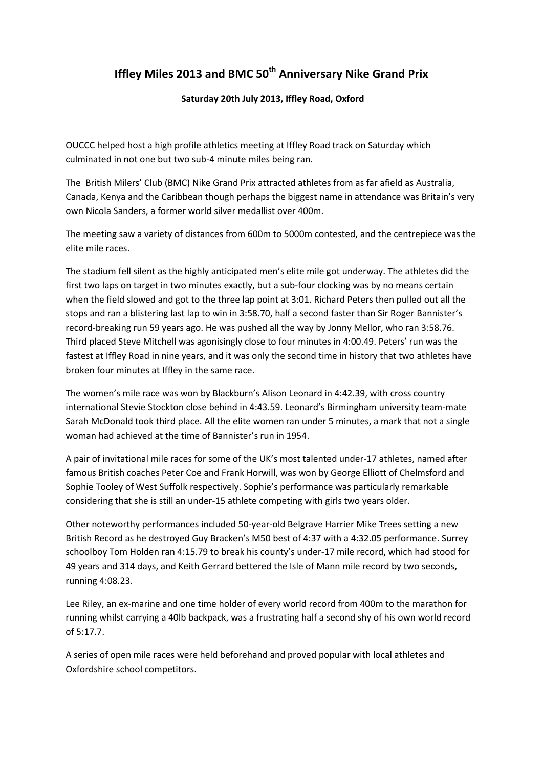# Iffley Miles 2013 and BMC 50th Anniversary Nike Grand Prix

**Saturday 20th July 2013, Iffley Road, Oxford**

OUCCC helped host a high profile athletics meeting at Iffley Road track on Saturday which culminated in not one but two sub-4 minute miles being ran.

The British Milers' Club (BMC) Nike Grand Prix attracted athletes from as far afield as Australia, Canada, Kenya and the Caribbean though perhaps the biggest name in attendance was Britain's very own Nicola Sanders, a former world silver medallist over 400m.

The meeting saw a variety of distances from 600m to 5000m contested, and the centrepiece was the elite mile races.

The stadium fell silent as the highly anticipated men's elite mile got underway. The athletes did the first two laps on target in two minutes exactly, but a sub-four clocking was by no means certain when the field slowed and got to the three lap point at 3:01. Richard Peters then pulled out all the stops and ran a blistering last lap to win in 3:58.70, half a second faster than Sir Roger Bannister's record-breaking run 59 years ago. He was pushed all the way by Jonny Mellor, who ran 3:58.76. Third placed Steve Mitchell was agonisingly close to four minutes in 4:00.49. Peters' run was the fastest at Iffley Road in nine years, and it was only the second time in history that two athletes have broken four minutes at Iffley in the same race.

The women's mile race was won by Blackburn's Alison Leonard in 4:42.39, with cross country international Stevie Stockton close behind in 4:43.59. Leonard's Birmingham university team-mate Sarah McDonald took third place. All the elite women ran under 5 minutes, a mark that not a single woman had achieved at the time of Bannister's run in 1954.

A pair of invitational mile races for some of the UK's most talented under-17 athletes, named after famous British coaches Peter Coe and Frank Horwill, was won by George Elliott of Chelmsford and Sophie Tooley of West Suffolk respectively. Sophie's performance was particularly remarkable considering that she is still an under-15 athlete competing with girls two years older.

Other noteworthy performances included 50-year-old Belgrave Harrier Mike Trees setting a new British Record as he destroyed Guy Bracken's M50 best of 4:37 with a 4:32.05 performance. Surrey schoolboy Tom Holden ran 4:15.79 to break his county's under-17 mile record, which had stood for 49 years and 314 days, and Keith Gerrard bettered the Isle of Mann mile record by two seconds, running 4:08.23.

Lee Riley, an ex-marine and one time holder of every world record from 400m to the marathon for running whilst carrying a 40lb backpack, was a frustrating half a second shy of his own world record of 5:17.7.

A series of open mile races were held beforehand and proved popular with local athletes and Oxfordshire school competitors.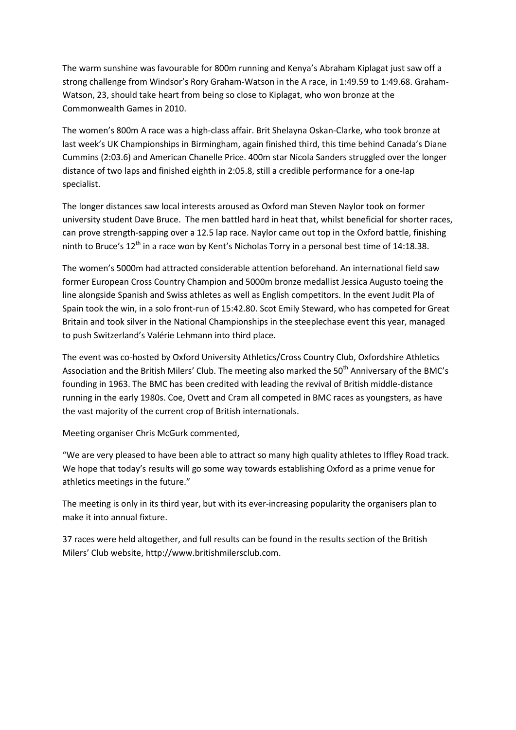The warm sunshine was favourable for 800m running and Kenya's Abraham Kiplagat just saw off a strong challenge from Windsor's Rory Graham-Watson in the A race, in 1:49.59 to 1:49.68. Graham-Watson, 23, should take heart from being so close to Kiplagat, who won bronze at the Commonwealth Games in 2010.

The women's 800m A race was a high-class affair. Brit Shelayna Oskan-Clarke, who took bronze at last week's UK Championships in Birmingham, again finished third, this time behind Canada's Diane Cummins (2:03.6) and American Chanelle Price. 400m star Nicola Sanders struggled over the longer distance of two laps and finished eighth in 2:05.8, still a credible performance for a one-lap specialist.

The longer distances saw local interests aroused as Oxford man Steven Naylor took on former university student Dave Bruce. The men battled hard in heat that, whilst beneficial for shorter races, can prove strength-sapping over a 12.5 lap race. Naylor came out top in the Oxford battle, finishing ninth to Bruce's 12th in a race won by Kent's Nicholas Torry in a personal best time of 14:18.38.

The women's 5000m had attracted considerable attention beforehand. An international field saw former European Cross Country Champion and 5000m bronze medallist Jessica Augusto toeing the line alongside Spanish and Swiss athletes as well as English competitors. In the event Judit Pla of Spain took the win, in a solo front-run of 15:42.80. Scot Emily Steward, who has competed for Great Britain and took silver in the National Championships in the steeplechase event this year, managed to push Switzerland's Valérie Lehmann into third place.

The event was co-hosted by Oxford University Athletics/Cross Country Club, Oxfordshire Athletics Association and the British Milers' Club. The meeting also marked the 50th Anniversary of the BMC's founding in 1963. The BMC has been credited with leading the revival of British middle-distance running in the early 1980s. Coe, Ovett and Cram all competed in BMC races as youngsters, as have the vast majority of the current crop of British internationals.

Meeting organiser Chris McGurk commented,

"We are very pleased to have been able to attract so many high quality athletes to Iffley Road track. We hope that today's results will go some way towards establishing Oxford as a prime venue for athletics meetings in the future."

The meeting is only in its third year, but with its ever-increasing popularity the organisers plan to make it into annual fixture.

37 races were held altogether, and full results can be found in the results section of the British Milers' Club website, http://www.britishmilersclub.com.